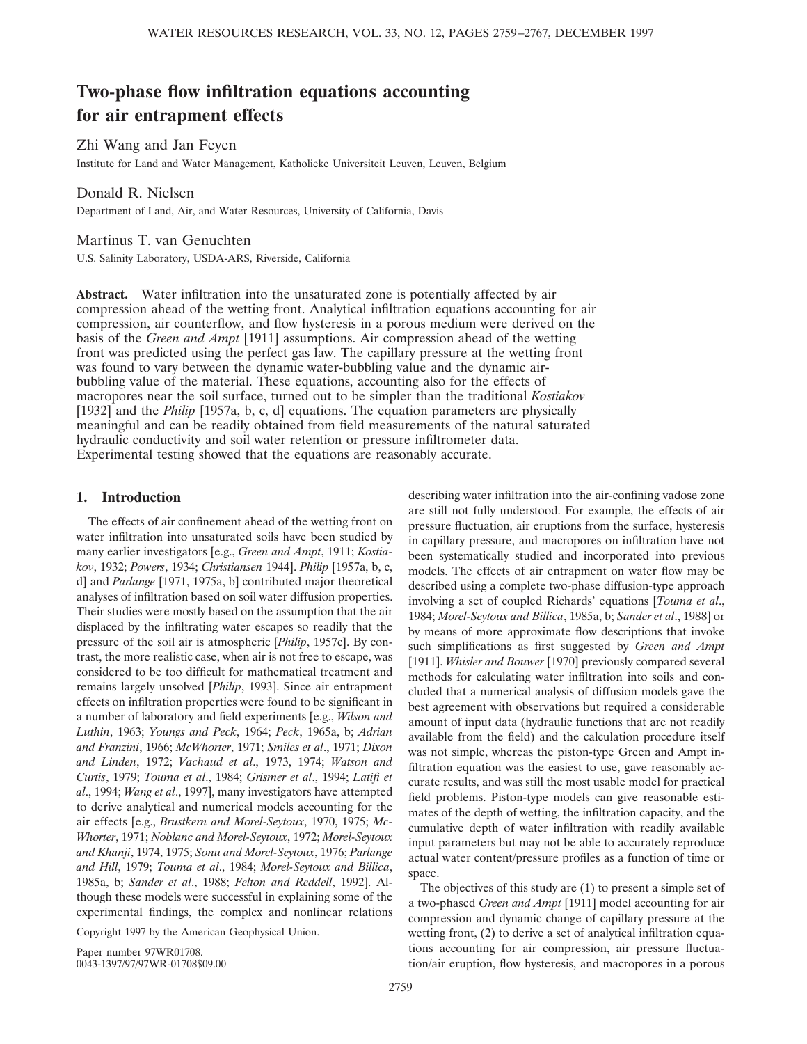# Two-phase flow infiltration equations accounting for air entrapment effects

Zhi Wang and Jan Feyen

Institute for Land and Water Management, Katholieke Universiteit Leuven, Leuven, Belgium

Donald R. Nielsen

Department of Land, Air, and Water Resources, University of California, Davis

Martinus T. van Genuchten

U.S. Salinity Laboratory, USDA-ARS, Riverside, California

**Abstract.** Water infiltration into the unsaturated zone is potentially affected by air compression ahead of the wetting front. Analytical infiltration equations accounting for air compression, air counterflow, and flow hysteresis in a porous medium were derived on the basis of the *Green and Ampt* [1911] assumptions. Air compression ahead of the wetting front was predicted using the perfect gas law. The capillary pressure at the wetting front was found to vary between the dynamic water-bubbling value and the dynamic air-bubbling value of the material. These equations, accounting also for the effects of macropores near the soil surface, turned out to be simpler than the traditional *Kostiakov* [1932] and the *Philip* [1957a, b, c, d] equations. The equation parameters are physically meaningful and can be readily obtained from field measurements of the natural saturated hydraulic conductivity and soil water retention or pressure infiltrometer data. Experimental testing showed that the equations are reasonably accurate.

## 1. Introduction

The effects of air confinement ahead of the wetting front on water infiltration into unsaturated soils have been studied by many earlier investigators [e.g., *Green and Ampt*, 1911; *Kostiakov*, 1932; *Powers*, 1934; *Christiansen* 1944]. *Philip* [1957a, b, c, d] and *Parlange* [1971, 1975a, b] contributed major theoretical analyses of infiltration based on soil water diffusion properties. Their studies were mostly based on the assumption that the air displaced by the infiltrating water escapes so readily that the pressure of the soil air is atmospheric [*Philip*, 1957c]. By contrast, the more realistic case, when air is not free to escape, was considered to be too difficult for mathematical treatment and remains largely unsolved [*Philip*, 1993]. Since air entrapment effects on infiltration properties were found to be significant in a number of laboratory and field experiments [e.g., *Wilson and Luthin*, 1963; *Youngs and Peck*, 1964; *Peck*, 1965a, b; *Adrian and Franzini*, 1966; *McWhorter*, 1971; *Smiles et al*., 1971; *Dixon and Linden*, 1972; *Vachaud et al*., 1973, 1974; *Watson and Curtis*, 1979; *Touma et al*., 1984; *Grismer et al*., 1994; *Latifi et al*., 1994; *Wang et al*., 1997], many investigators have attempted to derive analytical and numerical models accounting for the air effects [e.g., *Brustkern and Morel-Seytoux*, 1970, 1975; *McWhorter*, 1971; *Noblanc and Morel-Seytoux*, 1972; *Morel-Seytoux and Khanji*, 1974, 1975; *Sonu and Morel-Seytoux*, 1976; *Parlange and Hill*, 1979; *Touma et al*., 1984; *Morel-Seytoux and Billica*, 1985a, b; *Sander et al*., 1988; *Felton and Reddell*, 1992]. Although these models were successful in explaining some of the experimental findings, the complex and nonlinear relations describing water infiltration into the air-confining vadose zone are still not fully understood. For example, the effects of air pressure fluctuation, air eruptions from the surface, hysteresis in capillary pressure, and macropores on infiltration have not been systematically studied and incorporated into previous models. The effects of air entrapment on water flow may be described using a complete two-phase diffusion-type approach involving a set of coupled Richards' equations [*Touma et al*., 1984; *Morel-Seytoux and Billica*, 1985a, b; *Sander et al*., 1988] or by means of more approximate flow descriptions that invoke such simplifications as first suggested by *Green and Ampt* [1911]. *Whisler and Bouwer* [1970] previously compared several methods for calculating water infiltration into soils and concluded that a numerical analysis of diffusion models gave the best agreement with observations but required a considerable amount of input data (hydraulic functions that are not readily available from the field) and the calculation procedure itself was not simple, whereas the piston-type Green and Ampt infiltration equation was the easiest to use, gave reasonably accurate results, and was still the most usable model for practical field problems. Piston-type models can give reasonable estimates of the depth of wetting, the infiltration capacity, and the cumulative depth of water infiltration with readily available input parameters but may not be able to accurately reproduce actual water content/pressure profiles as a function of time or space.

The objectives of this study are (1) to present a simple set of a two-phased *Green and Ampt* [1911] model accounting for air compression and dynamic change of capillary pressure at the wetting front, (2) to derive a set of analytical infiltration equations accounting for air compression, air pressure fluctuation/air eruption, flow hysteresis, and macropores in a porous

Copyright 1997 by the American Geophysical Union.

Paper number 97WR01708.
0043-1397/97/97WR-01708$09.00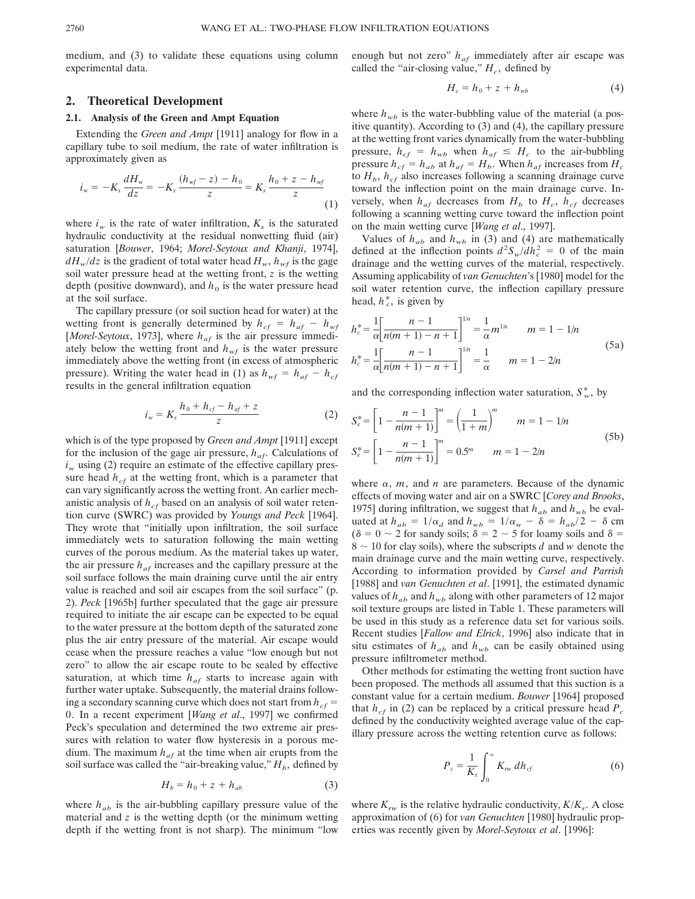medium, and (3) to validate these equations using column experimental data.

## 2. Theoretical Development

### 2.1. Analysis of the Green and Ampt Equation

Extending the *Green and Ampt* [1911] analogy for flow in a capillary tube to soil medium, the rate of water infiltration is approximately given as

$$i_w = -K_s \frac{dH_w}{dz} = -K_s \frac{(h_{wf} - z) - h_0}{z} = K_s \frac{h_0 + z - h_{wf}}{z} \tag{1}$$

where $i_w$ is the rate of water infiltration, $K_s$ is the saturated hydraulic conductivity at the residual nonwetting fluid (air) saturation [*Bouwer*, 1964; *Morel-Seytoux and Khanji*, 1974], $dH_w/dz$ is the gradient of total water head $H_w$, $h_{wf}$ is the gage soil water pressure head at the wetting front, $z$ is the wetting depth (positive downward), and $h_0$ is the water pressure head at the soil surface.

The capillary pressure (or soil suction head for water) at the wetting front is generally determined by $h_{cf} = h_{af} - h_{wf}$ [*Morel-Seytoux*, 1973], where $h_{af}$ is the air pressure immediately below the wetting front and $h_{wf}$ is the water pressure immediately above the wetting front (in excess of atmospheric pressure). Writing the water head in (1) as $h_{wf} = h_{af} - h_{cf}$ results in the general infiltration equation

$$i_w = K_s \frac{h_0 + h_{cf} - h_{af} + z}{z} \tag{2}$$

which is of the type proposed by *Green and Ampt* [1911] except for the inclusion of the gage air pressure, $h_{af}$. Calculations of $i_w$ using (2) require an estimate of the effective capillary pressure head $h_{cf}$ at the wetting front, which is a parameter that can vary significantly across the wetting front. An earlier mechanistic analysis of $h_{cf}$ based on an analysis of soil water retention curve (SWRC) was provided by *Youngs and Peck* [1964]. They wrote that "initially upon infiltration, the soil surface immediately wets to saturation following the main wetting curves of the porous medium. As the material takes up water, the air pressure $h_{af}$ increases and the capillary pressure at the soil surface follows the main draining curve until the air entry value is reached and soil air escapes from the soil surface" (p. 2). *Peck* [1965b] further speculated that the gage air pressure required to initiate the air escape can be expected to be equal to the water pressure at the bottom depth of the saturated zone plus the air entry pressure of the material. Air escape would cease when the pressure reaches a value "low enough but not zero" to allow the air escape route to be sealed by effective saturation, at which time $h_{af}$ starts to increase again with further water uptake. Subsequently, the material drains following a secondary scanning curve which does not start from $h_{cf} = 0$. In a recent experiment [*Wang et al*., 1997] we confirmed Peck's speculation and determined the two extreme air pressures with relation to water flow hysteresis in a porous medium. The maximum $h_{af}$ at the time when air erupts from the soil surface was called the "air-breaking value," $H_b$, defined by

$$H_b = h_0 + z + h_{ab} \tag{3}$$

where $h_{ab}$ is the air-bubbling capillary pressure value of the material and $z$ is the wetting depth (or the minimum wetting depth if the wetting front is not sharp). The minimum "low enough but not zero" $h_{af}$ immediately after air escape was called the "air-closing value," $H_c$, defined by

$$H_c = h_0 + z + h_{wb} \tag{4}$$

where $h_{wb}$ is the water-bubbling value of the material (a positive quantity). According to (3) and (4), the capillary pressure at the wetting front varies dynamically from the water-bubbling pressure, $h_{cf} = h_{wb}$ when $h_{af} \le H_c$ to the air-bubbling pressure $h_{cf} = h_{ab}$ at $h_{af} = H_b$. When $h_{af}$ increases from $H_c$ to $H_b$, $h_{cf}$ also increases following a scanning drainage curve toward the inflection point on the main drainage curve. Inversely, when $h_{af}$ decreases from $H_b$ to $H_c$, $h_{cf}$ decreases following a scanning wetting curve toward the inflection point on the main wetting curve [*Wang et al*., 1997].

Values of $h_{ab}$ and $h_{wb}$ in (3) and (4) are mathematically defined at the inflection points $d^2S_w/dh_c^2 = 0$ of the main drainage and the wetting curves of the material, respectively. Assuming applicability of *van Genuchten*'s [1980] model for the soil water retention curve, the inflection capillary pressure head, $h_c^*$, is given by

$$h_c^* = \frac{1}{\alpha}\left[\frac{n-1}{n(m+1)-n+1}\right]^{1/n} = \frac{1}{\alpha} m^{1/n} \qquad m = 1 - 1/n$$
$$h_c^* = \frac{1}{\alpha}\left[\frac{n-1}{n(m+1)-n+1}\right]^{1/n} = \frac{1}{\alpha} \qquad m = 1 - 2/n \tag{5a}$$

and the corresponding inflection water saturation, $S_w^*$, by

$$S_e^* = \left[1 - \frac{n-1}{n(m+1)}\right]^m = \left(\frac{1}{1+m}\right)^m \qquad m = 1 - 1/n$$
$$S_e^* = \left[1 - \frac{n-1}{n(m+1)}\right]^m = 0.5^m \qquad m = 1 - 2/n \tag{5b}$$

where $\alpha$, $m$, and $n$ are parameters. Because of the dynamic effects of moving water and air on a SWRC [*Corey and Brooks*, 1975] during infiltration, we suggest that $h_{ab}$ and $h_{wb}$ be evaluated at $h_{ab} = 1/\alpha_d$ and $h_{wb} = 1/\alpha_w - \delta = h_{ab}/2 - \delta$ cm ($\delta = 0 \sim 2$ for sandy soils; $\delta = 2 \sim 5$ for loamy soils and $\delta = 8 \sim 10$ for clay soils), where the subscripts $d$ and $w$ denote the main drainage curve and the main wetting curve, respectively. According to information provided by *Carsel and Parrish* [1988] and *van Genuchten et al*. [1991], the estimated dynamic values of $h_{ab}$ and $h_{wb}$ along with other parameters of 12 major soil texture groups are listed in Table 1. These parameters will be used in this study as a reference data set for various soils. Recent studies [*Fallow and Elrick*, 1996] also indicate that in situ estimates of $h_{ab}$ and $h_{wb}$ can be easily obtained using pressure infiltrometer method.

Other methods for estimating the wetting front suction have been proposed. The methods all assumed that this suction is a constant value for a certain medium. *Bouwer* [1964] proposed that $h_{cf}$ in (2) can be replaced by a critical pressure head $P_c$ defined by the conductivity weighted average value of the capillary pressure across the wetting retention curve as follows:

$$P_c = \frac{1}{K_s}\int_0^\infty K_{rw}\, dh_{cf} \tag{6}$$

where $K_{rw}$ is the relative hydraulic conductivity, $K/K_s$. A close approximation of (6) for *van Genuchten* [1980] hydraulic properties was recently given by *Morel-Seytoux et al*. [1996]: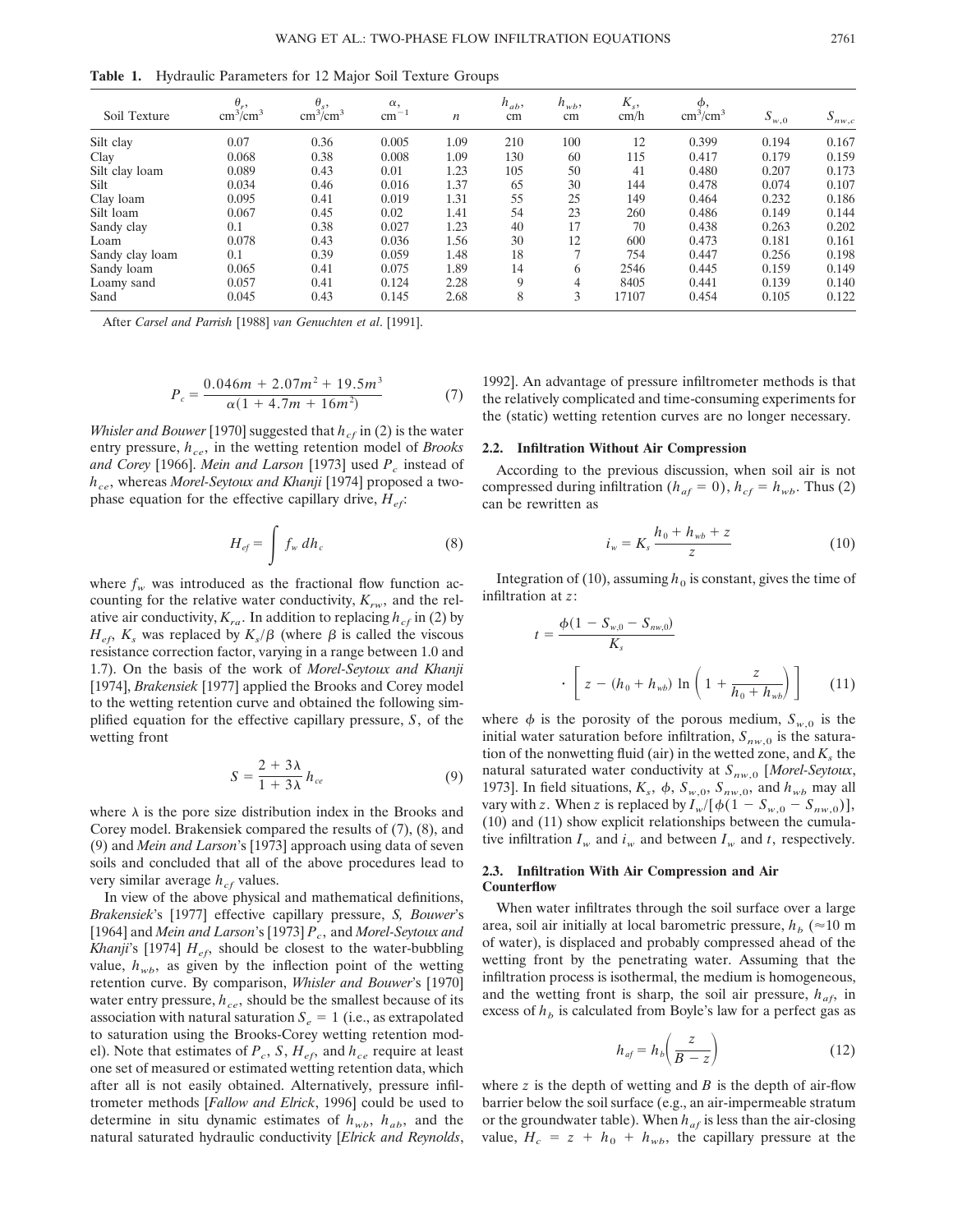**Table 1.** Hydraulic Parameters for 12 Major Soil Texture Groups

| Soil Texture | $\theta_r$, cm$^3$/cm$^3$ | $\theta_s$, cm$^3$/cm$^3$ | $\alpha$, cm$^{-1}$ | $n$ | $h_{ab}$, cm | $h_{wb}$, cm | $K_s$, cm/h | $\phi$, cm$^3$/cm$^3$ | $S_{w,0}$ | $S_{nw,c}$ |
|---|---|---|---|---|---|---|---|---|---|---|
| Silt clay | 0.07 | 0.36 | 0.005 | 1.09 | 210 | 100 | 12 | 0.399 | 0.194 | 0.167 |
| Clay | 0.068 | 0.38 | 0.008 | 1.09 | 130 | 60 | 115 | 0.417 | 0.179 | 0.159 |
| Silt clay loam | 0.089 | 0.43 | 0.01 | 1.23 | 105 | 50 | 41 | 0.480 | 0.207 | 0.173 |
| Silt | 0.034 | 0.46 | 0.016 | 1.37 | 65 | 30 | 144 | 0.478 | 0.074 | 0.107 |
| Clay loam | 0.095 | 0.41 | 0.019 | 1.31 | 55 | 25 | 149 | 0.464 | 0.232 | 0.186 |
| Silt loam | 0.067 | 0.45 | 0.02 | 1.41 | 54 | 23 | 260 | 0.486 | 0.149 | 0.144 |
| Sandy clay | 0.1 | 0.38 | 0.027 | 1.23 | 40 | 17 | 70 | 0.438 | 0.263 | 0.202 |
| Loam | 0.078 | 0.43 | 0.036 | 1.56 | 30 | 12 | 600 | 0.473 | 0.181 | 0.161 |
| Sandy clay loam | 0.1 | 0.39 | 0.059 | 1.48 | 18 | 7 | 754 | 0.447 | 0.256 | 0.198 |
| Sandy loam | 0.065 | 0.41 | 0.075 | 1.89 | 14 | 6 | 2546 | 0.445 | 0.159 | 0.149 |
| Loamy sand | 0.057 | 0.41 | 0.124 | 2.28 | 9 | 4 | 8405 | 0.441 | 0.139 | 0.140 |
| Sand | 0.045 | 0.43 | 0.145 | 2.68 | 8 | 3 | 17107 | 0.454 | 0.105 | 0.122 |

After *Carsel and Parrish* [1988] *van Genuchten et al*. [1991].

$$P_c = \frac{0.046m + 2.07m^2 + 19.5m^3}{\alpha(1 + 4.7m + 16m^2)} \tag{7}$$

*Whisler and Bouwer* [1970] suggested that $h_{cf}$ in (2) is the water entry pressure, $h_{ce}$, in the wetting retention model of *Brooks and Corey* [1966]. *Mein and Larson* [1973] used $P_c$ instead of $h_{ce}$, whereas *Morel-Seytoux and Khanji* [1974] proposed a two-phase equation for the effective capillary drive, $H_{ef}$:

$$H_{ef} = \int f_w \, dh_c \tag{8}$$

where $f_w$ was introduced as the fractional flow function accounting for the relative water conductivity, $K_{rw}$, and the relative air conductivity, $K_{ra}$. In addition to replacing $h_{cf}$ in (2) by $H_{ef}$, $K_s$ was replaced by $K_s/\beta$ (where $\beta$ is called the viscous resistance correction factor, varying in a range between 1.0 and 1.7). On the basis of the work of *Morel-Seytoux and Khanji* [1974], *Brakensiek* [1977] applied the Brooks and Corey model to the wetting retention curve and obtained the following simplified equation for the effective capillary pressure, $S$, of the wetting front

$$S = \frac{2 + 3\lambda}{1 + 3\lambda} h_{ce} \tag{9}$$

where $\lambda$ is the pore size distribution index in the Brooks and Corey model. Brakensiek compared the results of (7), (8), and (9) and *Mein and Larson*'s [1973] approach using data of seven soils and concluded that all of the above procedures lead to very similar average $h_{cf}$ values.

In view of the above physical and mathematical definitions, *Brakensiek*'s [1977] effective capillary pressure, *S, Bouwer*'s [1964] and *Mein and Larson*'s [1973] $P_c$, and *Morel-Seytoux and Khanji*'s [1974] $H_{ef}$, should be closest to the water-bubbling value, $h_{wb}$, as given by the inflection point of the wetting retention curve. By comparison, *Whisler and Bouwer*'s [1970] water entry pressure, $h_{ce}$, should be the smallest because of its association with natural saturation $S_e = 1$ (i.e., as extrapolated to saturation using the Brooks-Corey wetting retention model). Note that estimates of $P_c$, $S$, $H_{ef}$, and $h_{ce}$ require at least one set of measured or estimated wetting retention data, which after all is not easily obtained. Alternatively, pressure infiltrometer methods [*Fallow and Elrick*, 1996] could be used to determine in situ dynamic estimates of $h_{wb}$, $h_{ab}$, and the natural saturated hydraulic conductivity [*Elrick and Reynolds*, 1992]. An advantage of pressure infiltrometer methods is that the relatively complicated and time-consuming experiments for the (static) wetting retention curves are no longer necessary.

### 2.2. Infiltration Without Air Compression

According to the previous discussion, when soil air is not compressed during infiltration ($h_{af} = 0$), $h_{cf} = h_{wb}$. Thus (2) can be rewritten as

$$i_w = K_s \frac{h_0 + h_{wb} + z}{z} \tag{10}$$

Integration of (10), assuming $h_0$ is constant, gives the time of infiltration at $z$:

$$t = \frac{\phi(1 - S_{w,0} - S_{nw,0})}{K_s} \cdot \left[ z - (h_0 + h_{wb}) \ln\left(1 + \frac{z}{h_0 + h_{wb}}\right) \right] \tag{11}$$

where $\phi$ is the porosity of the porous medium, $S_{w,0}$ is the initial water saturation before infiltration, $S_{nw,0}$ is the saturation of the nonwetting fluid (air) in the wetted zone, and $K_s$ the natural saturated water conductivity at $S_{nw,0}$ [*Morel-Seytoux*, 1973]. In field situations, $K_s$, $\phi$, $S_{w,0}$, $S_{nw,0}$, and $h_{wb}$ may all vary with $z$. When $z$ is replaced by $I_w/[\phi(1 - S_{w,0} - S_{nw,0})]$, (10) and (11) show explicit relationships between the cumulative infiltration $I_w$ and $i_w$ and between $I_w$ and $t$, respectively.

### 2.3. Infiltration With Air Compression and Air Counterflow

When water infiltrates through the soil surface over a large area, soil air initially at local barometric pressure, $h_b$ ($\approx$10 m of water), is displaced and probably compressed ahead of the wetting front by the penetrating water. Assuming that the infiltration process is isothermal, the medium is homogeneous, and the wetting front is sharp, the soil air pressure, $h_{af}$, in excess of $h_b$ is calculated from Boyle's law for a perfect gas as

$$h_{af} = h_b\left(\frac{z}{B - z}\right) \tag{12}$$

where $z$ is the depth of wetting and $B$ is the depth of air-flow barrier below the soil surface (e.g., an air-impermeable stratum or the groundwater table). When $h_{af}$ is less than the air-closing value, $H_c = z + h_0 + h_{wb}$, the capillary pressure at the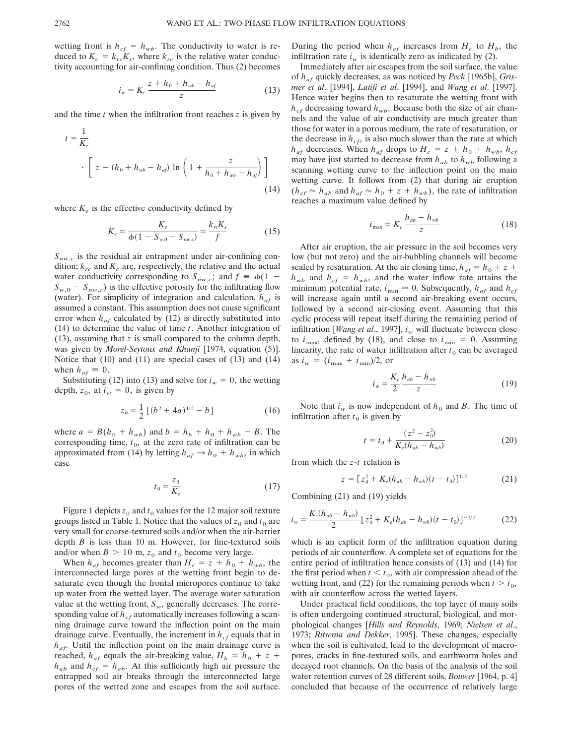wetting front is $h_{cf} = h_{wb}$. The conductivity to water is reduced to $K_c = k_{rc}K_s$, where $k_{rc}$ is the relative water conductivity accounting for air-confining condition. Thus (2) becomes

$$i_w = K_c \frac{z + h_0 + h_{wb} - h_{af}}{z} \tag{13}$$

and the time $t$ when the infiltration front reaches $z$ is given by

$$t = \frac{1}{K_e} \cdot \left[ z - (h_0 + h_{wb} - h_{af}) \ln \left( 1 + \frac{z}{h_0 + h_{wb} - h_{af}} \right) \right] \tag{14}$$

where $K_e$ is the effective conductivity defined by

$$K_e = \frac{K_c}{\phi(1 - S_{w,0} - S_{nw,c})} = \frac{k_{rc}K_s}{f} \tag{15}$$

$S_{nw,c}$ is the residual air entrapment under air-confining condition; $k_{rc}$ and $K_c$ are, respectively, the relative and the actual water conductivity corresponding to $S_{nw,c}$; and $f \equiv \phi(1 - S_{w,0} - S_{nw,c})$ is the effective porosity for the infiltrating flow (water). For simplicity of integration and calculation, $h_{af}$ is assumed a constant. This assumption does not cause significant error when $h_{af}$ calculated by (12) is directly substituted into (14) to determine the value of time $t$. Another integration of (13), assuming that $z$ is small compared to the column depth, was given by *Morel-Seytoux and Khanji* [1974, equation (5)]. Notice that (10) and (11) are special cases of (13) and (14) when $h_{af} \equiv 0$.

Substituting (12) into (13) and solve for $i_w = 0$, the wetting depth, $z_0$, at $i_w = 0$, is given by

$$z_0 = \frac{1}{2} \left[ (b^2 + 4a)^{1/2} - b \right] \tag{16}$$

where $a = B(h_0 + h_{wb})$ and $b = h_b + h_0 + h_{wb} - B$. The corresponding time, $t_0$, at the zero rate of infiltration can be approximated from (14) by letting $h_{af} \rightarrow h_0 + h_{wb}$, in which case

$$t_0 = \frac{z_0}{K_e} \tag{17}$$

Figure 1 depicts $z_0$ and $t_0$ values for the 12 major soil texture groups listed in Table 1. Notice that the values of $z_0$ and $t_0$ are very small for coarse-textured soils and/or when the air-barrier depth $B$ is less than 10 m. However, for fine-textured soils and/or when $B > 10$ m, $z_0$ and $t_0$ become very large.

When $h_{af}$ becomes greater than $H_c = z + h_0 + h_{wb}$, the interconnected large pores at the wetting front begin to desaturate even though the frontal micropores continue to take up water from the wetted layer. The average water saturation value at the wetting front, $S_w$, generally decreases. The corresponding value of $h_{cf}$ automatically increases following a scanning drainage curve toward the inflection point on the main drainage curve. Eventually, the increment in $h_{cf}$ equals that in $h_{af}$. Until the inflection point on the main drainage curve is reached, $h_{af}$ equals the air-breaking value, $H_b = h_0 + z + h_{ab}$ and $h_{cf} = h_{ab}$. At this sufficiently high air pressure the entrapped soil air breaks through the interconnected large pores of the wetted zone and escapes from the soil surface. During the period when $h_{af}$ increases from $H_c$ to $H_b$, the infiltration rate $i_w$ is identically zero as indicated by (2).

Immediately after air escapes from the soil surface, the value of $h_{af}$ quickly decreases, as was noticed by *Peck* [1965b], *Grismer et al.* [1994], *Latifi et al.* [1994], and *Wang et al.* [1997]. Hence water begins then to resaturate the wetting front with $h_{cf}$ decreasing toward $h_{wb}$. Because both the size of air channels and the value of air conductivity are much greater than those for water in a porous medium, the rate of resaturation, or the decrease in $h_{cf}$, is also much slower than the rate at which $h_{af}$ decreases. When $h_{af}$ drops to $H_c = z + h_0 + h_{wb}$, $h_{cf}$ may have just started to decrease from $h_{ab}$ to $h_{wb}$ following a scanning wetting curve to the inflection point on the main wetting curve. It follows from (2) that during air eruption ($h_{cf} \approx h_{ab}$ and $h_{af} \approx h_0 + z + h_{wb}$), the rate of infiltration reaches a maximum value defined by

$$i_{\max} = K_c \frac{h_{ab} - h_{wb}}{z} \tag{18}$$

After air eruption, the air pressure in the soil becomes very low (but not zero) and the air-bubbling channels will become sealed by resaturation. At the air closing time, $h_{af} = h_0 + z + h_{wb}$ and $h_{cf} = h_{wb}$, and the water inflow rate attains the minimum potential rate, $i_{\min} \approx 0$. Subsequently, $h_{af}$ and $h_{cf}$ will increase again until a second air-breaking event occurs, followed by a second air-closing event. Assuming that this cyclic process will repeat itself during the remaining period of infiltration [*Wang et al.*, 1997], $i_w$ will fluctuate between close to $i_{\max}$, defined by (18), and close to $i_{\min} = 0$. Assuming linearity, the rate of water infiltration after $t_0$ can be averaged as $i_w = (i_{\max} + i_{\min})/2$, or

$$i_w = \frac{K_c}{2} \frac{h_{ab} - h_{wb}}{z} \tag{19}$$

Note that $i_w$ is now independent of $h_0$ and $B$. The time of infiltration after $t_0$ is given by

$$t = t_0 + \frac{(z^2 - z_0^2)}{K_e(h_{ab} - h_{wb})} \tag{20}$$

from which the $z$-$t$ relation is

$$z = \left[ z_0^2 + K_e(h_{ab} - h_{wb})(t - t_0) \right]^{1/2} \tag{21}$$

Combining (21) and (19) yields

$$i_w = \frac{K_c(h_{ab} - h_{wb})}{2} \left[ z_0^2 + K_e(h_{ab} - h_{wb})(t - t_0) \right]^{-1/2} \tag{22}$$

which is an explicit form of the infiltration equation during periods of air counterflow. A complete set of equations for the entire period of infiltration hence consists of (13) and (14) for the first period when $t < t_0$, with air compression ahead of the wetting front, and (22) for the remaining periods when $t > t_0$, with air counterflow across the wetted layers.

Under practical field conditions, the top layer of many soils is often undergoing continued structural, biological, and morphological changes [*Hills and Reynolds*, 1969; *Nielsen et al.*, 1973; *Ritsema and Dekker*, 1995]. These changes, especially when the soil is cultivated, lead to the development of macropores, cracks in fine-textured soils, and earthworm holes and decayed root channels. On the basis of the analysis of the soil water retention curves of 28 different soils, *Bouwer* [1964, p. 4] concluded that because of the occurrence of relatively large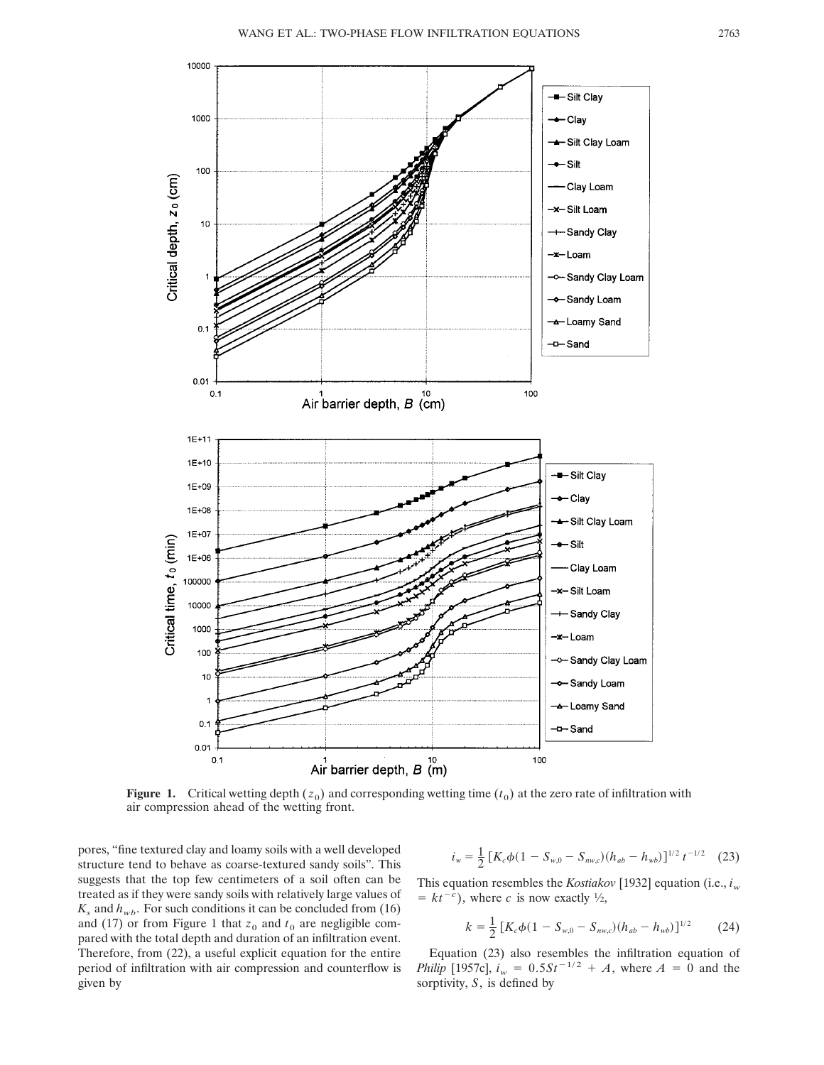**Figure 1.** Critical wetting depth ($z_0$) and corresponding wetting time ($t_0$) at the zero rate of infiltration with air compression ahead of the wetting front.

pores, "fine textured clay and loamy soils with a well developed structure tend to behave as coarse-textured sandy soils". This suggests that the top few centimeters of a soil often can be treated as if they were sandy soils with relatively large values of $K_s$ and $h_{wb}$. For such conditions it can be concluded from (16) and (17) or from Figure 1 that $z_0$ and $t_0$ are negligible compared with the total depth and duration of an infiltration event. Therefore, from (22), a useful explicit equation for the entire period of infiltration with air compression and counterflow is given by

$$i_w = \frac{1}{2}\left[K_c\phi(1 - S_{w,0} - S_{nw,c})(h_{ab} - h_{wb})\right]^{1/2} t^{-1/2} \quad (23)$$

This equation resembles the *Kostiakov* [1932] equation (i.e., $i_w = kt^{-c}$), where $c$ is now exactly ½,

$$k = \frac{1}{2}\left[K_c\phi(1 - S_{w,0} - S_{nw,c})(h_{ab} - h_{wb})\right]^{1/2} \quad (24)$$

Equation (23) also resembles the infiltration equation of *Philip* [1957c], $i_w = 0.5St^{-1/2} + A$, where $A = 0$ and the sorptivity, $S$, is defined by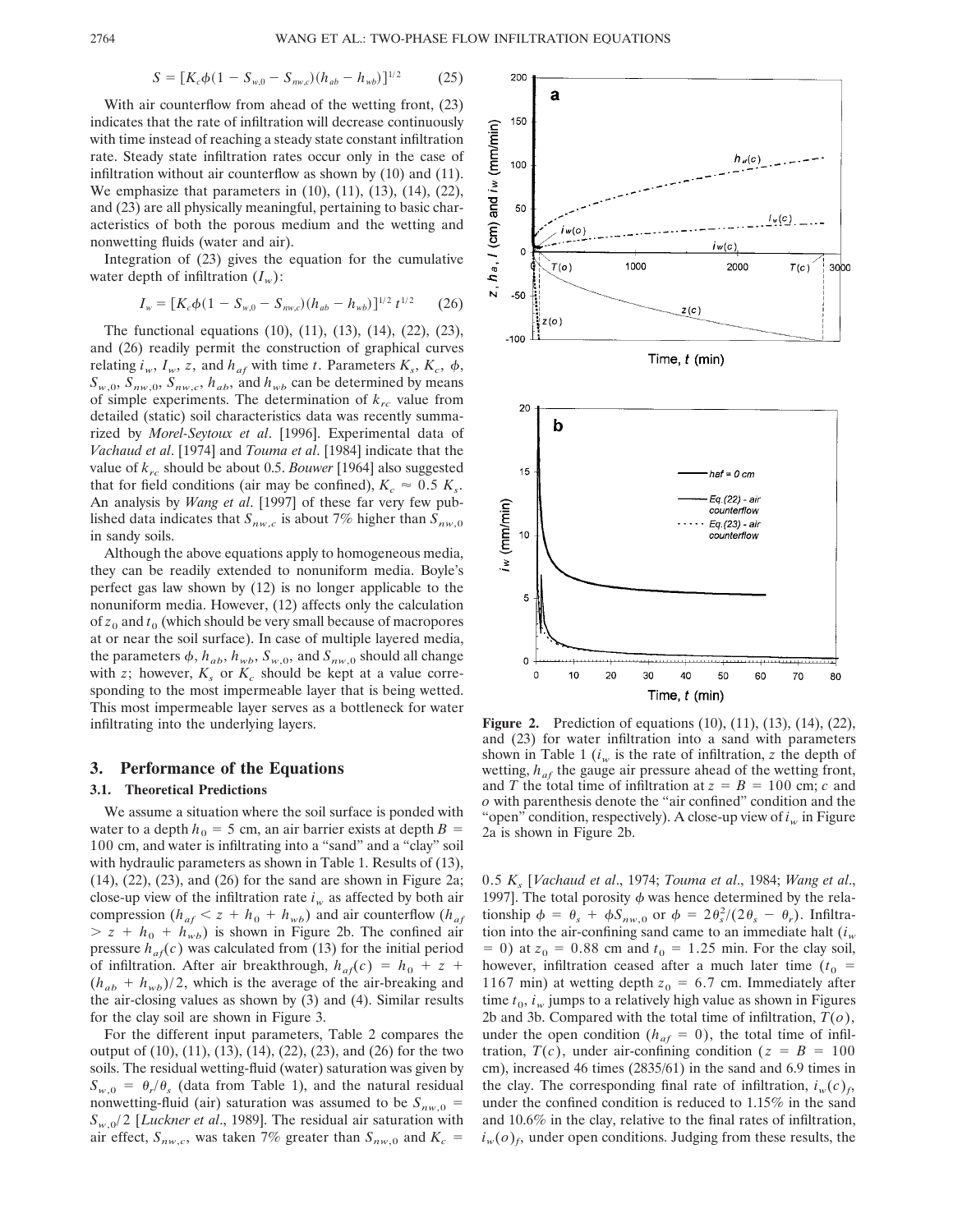$$S = [K_c\phi(1 - S_{w,0} - S_{nw,c})(h_{ab} - h_{wb})]^{1/2} \qquad (25)$$

With air counterflow from ahead of the wetting front, (23) indicates that the rate of infiltration will decrease continuously with time instead of reaching a steady state constant infiltration rate. Steady state infiltration rates occur only in the case of infiltration without air counterflow as shown by (10) and (11). We emphasize that parameters in (10), (11), (13), (14), (22), and (23) are all physically meaningful, pertaining to basic characteristics of both the porous medium and the wetting and nonwetting fluids (water and air).

Integration of (23) gives the equation for the cumulative water depth of infiltration ($I_w$):

$$I_w = [K_c\phi(1 - S_{w,0} - S_{nw,c})(h_{ab} - h_{wb})]^{1/2}\, t^{1/2} \qquad (26)$$

The functional equations (10), (11), (13), (14), (22), (23), and (26) readily permit the construction of graphical curves relating $i_w$, $I_w$, $z$, and $h_{af}$ with time $t$. Parameters $K_s$, $K_c$, $\phi$, $S_{w,0}$, $S_{nw,0}$, $S_{nw,c}$, $h_{ab}$, and $h_{wb}$ can be determined by means of simple experiments. The determination of $k_{rc}$ value from detailed (static) soil characteristics data was recently summarized by *Morel-Seytoux et al*. [1996]. Experimental data of *Vachaud et al*. [1974] and *Touma et al*. [1984] indicate that the value of $k_{rc}$ should be about 0.5. *Bouwer* [1964] also suggested that for field conditions (air may be confined), $K_c \approx 0.5\ K_s$. An analysis by *Wang et al*. [1997] of these far very few published data indicates that $S_{nw,c}$ is about 7% higher than $S_{nw,0}$ in sandy soils.

Although the above equations apply to homogeneous media, they can be readily extended to nonuniform media. Boyle's perfect gas law shown by (12) is no longer applicable to the nonuniform media. However, (12) affects only the calculation of $z_0$ and $t_0$ (which should be very small because of macropores at or near the soil surface). In case of multiple layered media, the parameters $\phi$, $h_{ab}$, $h_{wb}$, $S_{w,0}$, and $S_{nw,0}$ should all change with $z$; however, $K_s$ or $K_c$ should be kept at a value corresponding to the most impermeable layer that is being wetted. This most impermeable layer serves as a bottleneck for water infiltrating into the underlying layers.

## 3. Performance of the Equations

### 3.1. Theoretical Predictions

We assume a situation where the soil surface is ponded with water to a depth $h_0 = 5$ cm, an air barrier exists at depth $B = 100$ cm, and water is infiltrating into a "sand" and a "clay" soil with hydraulic parameters as shown in Table 1. Results of (13), (14), (22), (23), and (26) for the sand are shown in Figure 2a; close-up view of the infiltration rate $i_w$ as affected by both air compression ($h_{af} < z + h_0 + h_{wb}$) and air counterflow ($h_{af} > z + h_0 + h_{wb}$) is shown in Figure 2b. The confined air pressure $h_{af}(c)$ was calculated from (13) for the initial period of infiltration. After air breakthrough, $h_{af}(c) = h_0 + z + (h_{ab} + h_{wb})/2$, which is the average of the air-breaking and the air-closing values as shown by (3) and (4). Similar results for the clay soil are shown in Figure 3.

For the different input parameters, Table 2 compares the output of (10), (11), (13), (14), (22), (23), and (26) for the two soils. The residual wetting-fluid (water) saturation was given by $S_{w,0} = \theta_r/\theta_s$ (data from Table 1), and the natural residual nonwetting-fluid (air) saturation was assumed to be $S_{nw,0} = S_{w,0}/2$ [*Luckner et al*., 1989]. The residual air saturation with air effect, $S_{nw,c}$, was taken 7% greater than $S_{nw,0}$ and $K_c = 0.5\ K_s$ [*Vachaud et al*., 1974; *Touma et al*., 1984; *Wang et al*., 1997]. The total porosity $\phi$ was hence determined by the relationship $\phi = \theta_s + \phi S_{nw,0}$ or $\phi = 2\theta_s^2/(2\theta_s - \theta_r)$. Infiltration into the air-confining sand came to an immediate halt ($i_w = 0$) at $z_0 = 0.88$ cm and $t_0 = 1.25$ min. For the clay soil, however, infiltration ceased after a much later time ($t_0 = 1167$ min) at wetting depth $z_0 = 6.7$ cm. Immediately after time $t_0$, $i_w$ jumps to a relatively high value as shown in Figures 2b and 3b. Compared with the total time of infiltration, $T(o)$, under the open condition ($h_{af} = 0$), the total time of infiltration, $T(c)$, under air-confining condition ($z = B = 100$ cm), increased 46 times (2835/61) in the sand and 6.9 times in the clay. The corresponding final rate of infiltration, $i_w(c)_f$, under the confined condition is reduced to 1.15% in the sand and 10.6% in the clay, relative to the final rates of infiltration, $i_w(o)_f$, under open conditions. Judging from these results, the

**Figure 2.** Prediction of equations (10), (11), (13), (14), (22), and (23) for water infiltration into a sand with parameters shown in Table 1 ($i_w$ is the rate of infiltration, $z$ the depth of wetting, $h_{af}$ the gauge air pressure ahead of the wetting front, and $T$ the total time of infiltration at $z = B = 100$ cm; $c$ and $o$ with parenthesis denote the "air confined" condition and the "open" condition, respectively). A close-up view of $i_w$ in Figure 2a is shown in Figure 2b.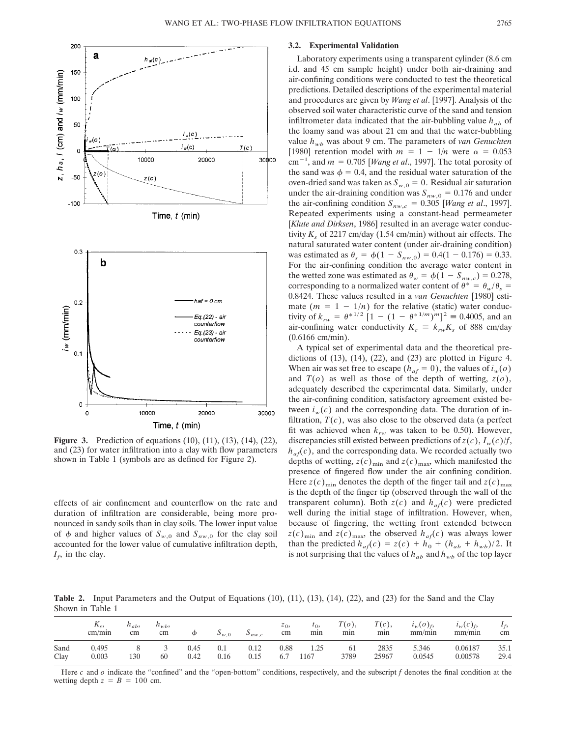**Figure 3.** Prediction of equations (10), (11), (13), (14), (22), and (23) for water infiltration into a clay with flow parameters shown in Table 1 (symbols are as defined for Figure 2).

effects of air confinement and counterflow on the rate and duration of infiltration are considerable, being more pronounced in sandy soils than in clay soils. The lower input value of $\phi$ and higher values of $S_{w,0}$ and $S_{nw,0}$ for the clay soil accounted for the lower value of cumulative infiltration depth, $I_f$, in the clay.

### 3.2. Experimental Validation

Laboratory experiments using a transparent cylinder (8.6 cm i.d. and 45 cm sample height) under both air-draining and air-confining conditions were conducted to test the theoretical predictions. Detailed descriptions of the experimental material and procedures are given by *Wang et al*. [1997]. Analysis of the observed soil water characteristic curve of the sand and tension infiltrometer data indicated that the air-bubbling value $h_{ab}$ of the loamy sand was about 21 cm and that the water-bubbling value $h_{wb}$ was about 9 cm. The parameters of *van Genuchten* [1980] retention model with $m = 1 - 1/n$ were $\alpha = 0.053$ cm$^{-1}$, and $m = 0.705$ [*Wang et al*., 1997]. The total porosity of the sand was $\phi = 0.4$, and the residual water saturation of the oven-dried sand was taken as $S_{w,0} = 0$. Residual air saturation under the air-draining condition was $S_{nw,0} = 0.176$ and under the air-confining condition $S_{nw,c} = 0.305$ [*Wang et al*., 1997]. Repeated experiments using a constant-head permeameter [*Klute and Dirksen*, 1986] resulted in an average water conductivity $K_s$ of 2217 cm/day (1.54 cm/min) without air effects. The natural saturated water content (under air-draining condition) was estimated as $\theta_s = \phi(1 - S_{nw,0}) = 0.4(1 - 0.176) = 0.33$. For the air-confining condition the average water content in the wetted zone was estimated as $\theta_w = \phi(1 - S_{nw,c}) = 0.278$, corresponding to a normalized water content of $\theta^* = \theta_w/\theta_s = 0.8424$. These values resulted in a *van Genuchten* [1980] estimate ($m = 1 - 1/n$) for the relative (static) water conductivity of $k_{rw} = \theta^{*1/2}[1 - (1 - \theta^{*1/m})^m]^2 \cong 0.4005$, and an air-confining water conductivity $K_c \equiv k_{rw}K_s$ of 888 cm/day (0.6166 cm/min).

A typical set of experimental data and the theoretical predictions of (13), (14), (22), and (23) are plotted in Figure 4. When air was set free to escape ($h_{af} = 0$), the values of $i_w(o)$ and $T(o)$ as well as those of the depth of wetting, $z(o)$, adequately described the experimental data. Similarly, under the air-confining condition, satisfactory agreement existed between $i_w(c)$ and the corresponding data. The duration of infiltration, $T(c)$, was also close to the observed data (a perfect fit was achieved when $k_{rw}$ was taken to be 0.50). However, discrepancies still existed between predictions of $z(c)$, $I_w(c)/f$, $h_{af}(c)$, and the corresponding data. We recorded actually two depths of wetting, $z(c)_{\min}$ and $z(c)_{\max}$, which manifested the presence of fingered flow under the air confining condition. Here $z(c)_{\min}$ denotes the depth of the finger tail and $z(c)_{\max}$ is the depth of the finger tip (observed through the wall of the transparent column). Both $z(c)$ and $h_{af}(c)$ were predicted well during the initial stage of infiltration. However, when, because of fingering, the wetting front extended between $z(c)_{\min}$ and $z(c)_{\max}$, the observed $h_{af}(c)$ was always lower than the predicted $h_{af}(c) = z(c) + h_0 + (h_{ab} + h_{wb})/2$. It is not surprising that the values of $h_{ab}$ and $h_{wb}$ of the top layer

**Table 2.** Input Parameters and the Output of Equations (10), (11), (13), (14), (22), and (23) for the Sand and the Clay Shown in Table 1

| | $K_s$, cm/min | $h_{ab}$, cm | $h_{wb}$, cm | $\phi$ | $S_{w,0}$ | $S_{nw,c}$ | $z_0$, cm | $t_0$, min | $T(o)$, min | $T(c)$, min | $i_w(o)_f$, mm/min | $i_w(c)_f$, mm/min | $I_f$, cm |
|---|---|---|---|---|---|---|---|---|---|---|---|---|---|
| Sand | 0.495 | 8 | 3 | 0.45 | 0.1 | 0.12 | 0.88 | 1.25 | 61 | 2835 | 5.346 | 0.06187 | 35.1 |
| Clay | 0.003 | 130 | 60 | 0.42 | 0.16 | 0.15 | 6.7 | 1167 | 3789 | 25967 | 0.0545 | 0.00578 | 29.4 |

Here $c$ and $o$ indicate the "confined" and the "open-bottom" conditions, respectively, and the subscript $f$ denotes the final condition at the wetting depth $z = B = 100$ cm.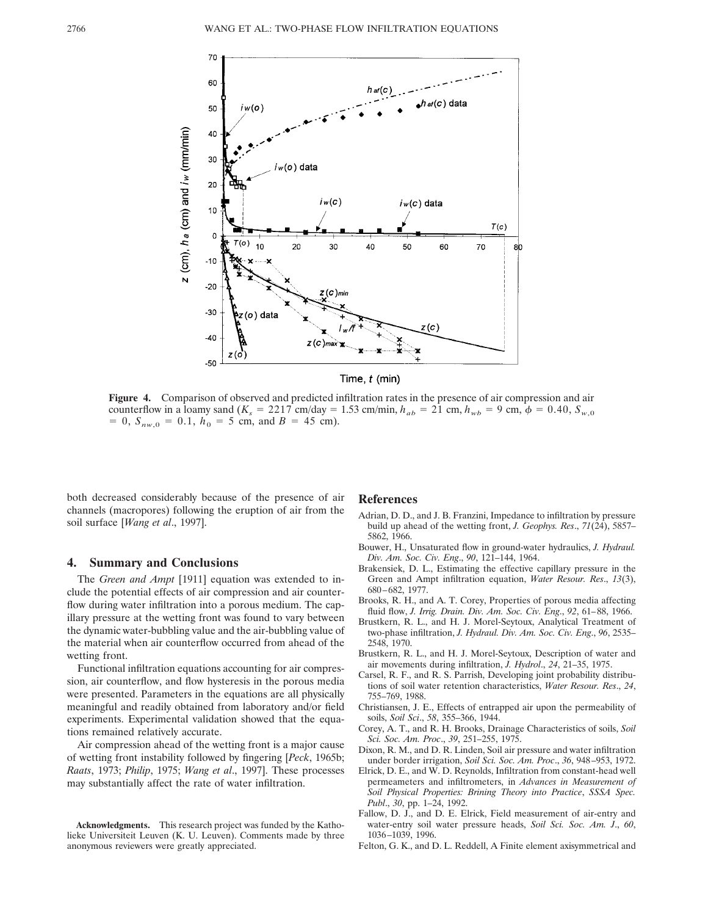**Figure 4.** Comparison of observed and predicted infiltration rates in the presence of air compression and air counterflow in a loamy sand ($K_s$ = 2217 cm/day = 1.53 cm/min, $h_{ab}$ = 21 cm, $h_{wb}$ = 9 cm, $\phi$ = 0.40, $S_{w,0}$ = 0, $S_{nw,0}$ = 0.1, $h_0$ = 5 cm, and $B$ = 45 cm).

both decreased considerably because of the presence of air channels (macropores) following the eruption of air from the soil surface [*Wang et al*., 1997].

## 4. Summary and Conclusions

The *Green and Ampt* [1911] equation was extended to include the potential effects of air compression and air counterflow during water infiltration into a porous medium. The capillary pressure at the wetting front was found to vary between the dynamic water-bubbling value and the air-bubbling value of the material when air counterflow occurred from ahead of the wetting front.

Functional infiltration equations accounting for air compression, air counterflow, and flow hysteresis in the porous media were presented. Parameters in the equations are all physically meaningful and readily obtained from laboratory and/or field experiments. Experimental validation showed that the equations remained relatively accurate.

Air compression ahead of the wetting front is a major cause of wetting front instability followed by fingering [*Peck*, 1965b; *Raats*, 1973; *Philip*, 1975; *Wang et al*., 1997]. These processes may substantially affect the rate of water infiltration.

**Acknowledgments.** This research project was funded by the Katholieke Universiteit Leuven (K. U. Leuven). Comments made by three anonymous reviewers were greatly appreciated.

## References

Adrian, D. D., and J. B. Franzini, Impedance to infiltration by pressure build up ahead of the wetting front, *J. Geophys. Res*., *71*(24), 5857–5862, 1966.

Bouwer, H., Unsaturated flow in ground-water hydraulics, *J. Hydraul. Div. Am. Soc. Civ. Eng*., *90*, 121–144, 1964.

Brakensiek, D. L., Estimating the effective capillary pressure in the Green and Ampt infiltration equation, *Water Resour. Res*., *13*(3), 680–682, 1977.

Brooks, R. H., and A. T. Corey, Properties of porous media affecting fluid flow, *J. Irrig. Drain. Div. Am. Soc. Civ. Eng*., *92*, 61–88, 1966.

Brustkern, R. L., and H. J. Morel-Seytoux, Analytical Treatment of two-phase infiltration, *J. Hydraul. Div. Am. Soc. Civ. Eng*., *96*, 2535–2548, 1970.

Brustkern, R. L., and H. J. Morel-Seytoux, Description of water and air movements during infiltration, *J. Hydrol*., *24*, 21–35, 1975.

Carsel, R. F., and R. S. Parrish, Developing joint probability distributions of soil water retention characteristics, *Water Resour. Res*., *24*, 755–769, 1988.

Christiansen, J. E., Effects of entrapped air upon the permeability of soils, *Soil Sci*., *58*, 355–366, 1944.

Corey, A. T., and R. H. Brooks, Drainage Characteristics of soils, *Soil Sci. Soc. Am. Proc*., *39*, 251–255, 1975.

Dixon, R. M., and D. R. Linden, Soil air pressure and water infiltration under border irrigation, *Soil Sci. Soc. Am. Proc*., *36*, 948–953, 1972.

Elrick, D. E., and W. D. Reynolds, Infiltration from constant-head well permeameters and infiltrometers, in *Advances in Measurement of Soil Physical Properties: Brining Theory into Practice*, *SSSA Spec. Publ*., *30*, pp. 1–24, 1992.

Fallow, D. J., and D. E. Elrick, Field measurement of air-entry and water-entry soil water pressure heads, *Soil Sci. Soc. Am. J*., *60*, 1036–1039, 1996.

Felton, G. K., and D. L. Reddell, A Finite element axisymmetrical and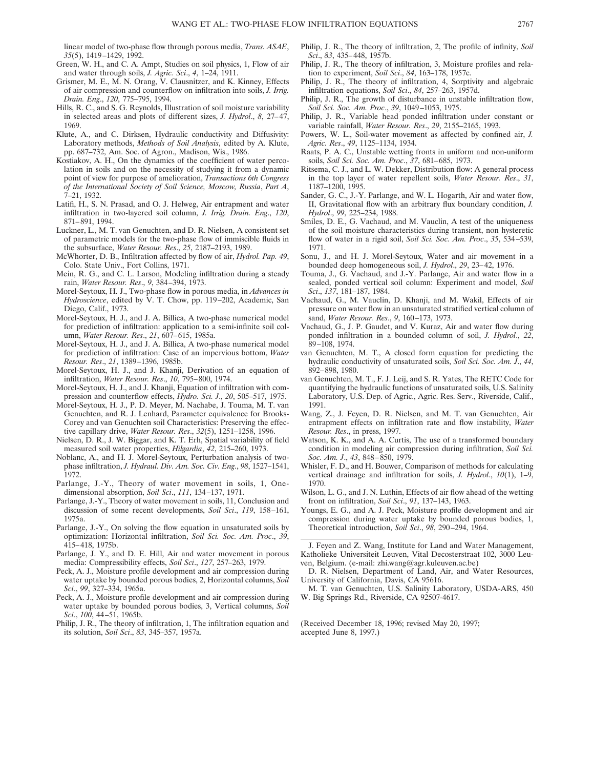linear model of two-phase flow through porous media, *Trans. ASAE*, *35*(5), 1419–1429, 1992.

Green, W. H., and C. A. Ampt, Studies on soil physics, 1, Flow of air and water through soils, *J. Agric. Sci*., *4*, 1–24, 1911.

Grismer, M. E., M. N. Orang, V. Clausnitzer, and K. Kinney, Effects of air compression and counterflow on infiltration into soils, *J. Irrig. Drain. Eng*., *120*, 775–795, 1994.

Hills, R. C., and S. G. Reynolds, Illustration of soil moisture variability in selected areas and plots of different sizes, *J. Hydrol*., *8*, 27–47, 1969.

Klute, A., and C. Dirksen, Hydraulic conductivity and Diffusivity: Laboratory methods, *Methods of Soil Analysis*, edited by A. Klute, pp. 687–732, Am. Soc. of Agron., Madison, Wis., 1986.

Kostiakov, A. H., On the dynamics of the coefficient of water percolation in soils and on the necessity of studying it from a dynamic point of view for purpose of amelioration, *Transactions 6th Congress of the International Society of Soil Science, Moscow, Russia*, *Part A*, 7–21, 1932.

Latifi, H., S. N. Prasad, and O. J. Helweg, Air entrapment and water infiltration in two-layered soil column, *J. Irrig. Drain. Eng*., *120*, 871–891, 1994.

Luckner, L., M. T. van Genuchten, and D. R. Nielsen, A consistent set of parametric models for the two-phase flow of immiscible fluids in the subsurface, *Water Resour. Res*., *25*, 2187–2193, 1989.

McWhorter, D. B., Infiltration affected by flow of air, *Hydrol. Pap. 49*, Colo. State Univ., Fort Collins, 1971.

Mein, R. G., and C. L. Larson, Modeling infiltration during a steady rain, *Water Resour. Res*., *9*, 384–394, 1973.

Morel-Seytoux, H. J., Two-phase flow in porous media, in *Advances in Hydroscience*, edited by V. T. Chow, pp. 119–202, Academic, San Diego, Calif., 1973.

Morel-Seytoux, H. J., and J. A. Billica, A two-phase numerical model for prediction of infiltration: application to a semi-infinite soil column, *Water Resour. Res*., *21*, 607–615, 1985a.

Morel-Seytoux, H. J., and J. A. Billica, A two-phase numerical model for prediction of infiltration: Case of an impervious bottom, *Water Resour. Res*., *21*, 1389–1396, 1985b.

Morel-Seytoux, H. J., and J. Khanji, Derivation of an equation of infiltration, *Water Resour. Res*., *10*, 795–800, 1974.

Morel-Seytoux, H. J., and J. Khanji, Equation of infiltration with compression and counterflow effects, *Hydro. Sci. J*., *20*, 505–517, 1975.

Morel-Seytoux, H. J., P. D. Meyer, M. Nachabe, J. Touma, M. T. van Genuchten, and R. J. Lenhard, Parameter equivalence for Brooks-Corey and van Genuchten soil Characteristics: Preserving the effective capillary drive, *Water Resour. Res*., *32*(5), 1251–1258, 1996.

Nielsen, D. R., J. W. Biggar, and K. T. Erh, Spatial variability of field measured soil water properties, *Hilgardia*, *42*, 215–260, 1973.

Noblanc, A., and H. J. Morel-Seytoux, Perturbation analysis of two-phase infiltration, *J. Hydraul. Div. Am. Soc. Civ. Eng*., *98*, 1527–1541, 1972.

Parlange, J.-Y., Theory of water movement in soils, 1, One-dimensional absorption, *Soil Sci*., *111*, 134–137, 1971.

Parlange, J.-Y., Theory of water movement in soils, 11, Conclusion and discussion of some recent developments, *Soil Sci*., *119*, 158–161, 1975a.

Parlange, J.-Y., On solving the flow equation in unsaturated soils by optimization: Horizontal infiltration, *Soil Sci. Soc. Am. Proc*., *39*, 415–418, 1975b.

Parlange, J. Y., and D. E. Hill, Air and water movement in porous media: Compressibility effects, *Soil Sci*., *127*, 257–263, 1979.

Peck, A. J., Moisture profile development and air compression during water uptake by bounded porous bodies, 2, Horizontal columns, *Soil Sci*., *99*, 327–334, 1965a.

Peck, A. J., Moisture profile development and air compression during water uptake by bounded porous bodies, 3, Vertical columns, *Soil Sci*., *100*, 44–51, 1965b.

Philip, J. R., The theory of infiltration, 1, The infiltration equation and its solution, *Soil Sci*., *83*, 345–357, 1957a.

Philip, J. R., The theory of infiltration, 2, The profile of infinity, *Soil Sci*., *83*, 435–448, 1957b.

Philip, J. R., The theory of infiltration, 3, Moisture profiles and relation to experiment, *Soil Sci*., *84*, 163–178, 1957c.

Philip, J. R., The theory of infiltration, 4, Sorptivity and algebraic infiltration equations, *Soil Sci*., *84*, 257–263, 1957d.

Philip, J. R., The growth of disturbance in unstable infiltration flow, *Soil Sci. Soc. Am. Proc*., *39*, 1049–1053, 1975.

Philip, J. R., Variable head ponded infiltration under constant or variable rainfall, *Water Resour. Res*., *29*, 2155–2165, 1993.

Powers, W. L., Soil-water movement as affected by confined air, *J. Agric. Res*., *49*, 1125–1134, 1934.

Raats, P. A. C., Unstable wetting fronts in uniform and non-uniform soils, *Soil Sci. Soc. Am. Proc*., *37*, 681–685, 1973.

Ritsema, C. J., and L. W. Dekker, Distribution flow: A general process in the top layer of water repellent soils, *Water Resour. Res*., *31*, 1187–1200, 1995.

Sander, G. C., J.-Y. Parlange, and W. L. Hogarth, Air and water flow, II, Gravitational flow with an arbitrary flux boundary condition, *J. Hydrol*., *99*, 225–234, 1988.

Smiles, D. E., G. Vachaud, and M. Vauclin, A test of the uniqueness of the soil moisture characteristics during transient, non hysteretic flow of water in a rigid soil, *Soil Sci. Soc. Am. Proc*., *35*, 534–539, 1971.

Sonu, J., and H. J. Morel-Seytoux, Water and air movement in a bounded deep homogeneous soil, *J. Hydrol*., *29*, 23–42, 1976.

Touma, J., G. Vachaud, and J.-Y. Parlange, Air and water flow in a sealed, ponded vertical soil column: Experiment and model, *Soil Sci*., *137*, 181–187, 1984.

Vachaud, G., M. Vauclin, D. Khanji, and M. Wakil, Effects of air pressure on water flow in an unsaturated stratified vertical column of sand, *Water Resour. Res*., *9*, 160–173, 1973.

Vachaud, G., J. P. Gaudet, and V. Kuraz, Air and water flow during ponded infiltration in a bounded column of soil, *J. Hydrol*., *22*, 89–108, 1974.

van Genuchten, M. T., A closed form equation for predicting the hydraulic conductivity of unsaturated soils, *Soil Sci. Soc. Am. J*., *44*, 892–898, 1980.

van Genuchten, M. T., F. J. Leij, and S. R. Yates, The RETC Code for quantifying the hydraulic functions of unsaturated soils, U.S. Salinity Laboratory, U.S. Dep. of Agric., Agric. Res. Serv., Riverside, Calif., 1991.

Wang, Z., J. Feyen, D. R. Nielsen, and M. T. van Genuchten, Air entrapment effects on infiltration rate and flow instability, *Water Resour. Res*., in press, 1997.

Watson, K. K., and A. A. Curtis, The use of a transformed boundary condition in modeling air compression during infiltration, *Soil Sci. Soc. Am. J*., *43*, 848–850, 1979.

Whisler, F. D., and H. Bouwer, Comparison of methods for calculating vertical drainage and infiltration for soils, *J. Hydrol*., *10*(1), 1–9, 1970.

Wilson, L. G., and J. N. Luthin, Effects of air flow ahead of the wetting front on infiltration, *Soil Sci*., *91*, 137–143, 1963.

Youngs, E. G., and A. J. Peck, Moisture profile development and air compression during water uptake by bounded porous bodies, 1, Theoretical introduction, *Soil Sci*., *98*, 290–294, 1964.

---

J. Feyen and Z. Wang, Institute for Land and Water Management, Katholieke Universiteit Leuven, Vital Decosterstraat 102, 3000 Leuven, Belgium. (e-mail: zhi.wang@agr.kuleuven.ac.be)

D. R. Nielsen, Department of Land, Air, and Water Resources, University of California, Davis, CA 95616.

M. T. van Genuchten, U.S. Salinity Laboratory, USDA-ARS, 450 W. Big Springs Rd., Riverside, CA 92507-4617.

(Received December 18, 1996; revised May 20, 1997; accepted June 8, 1997.)